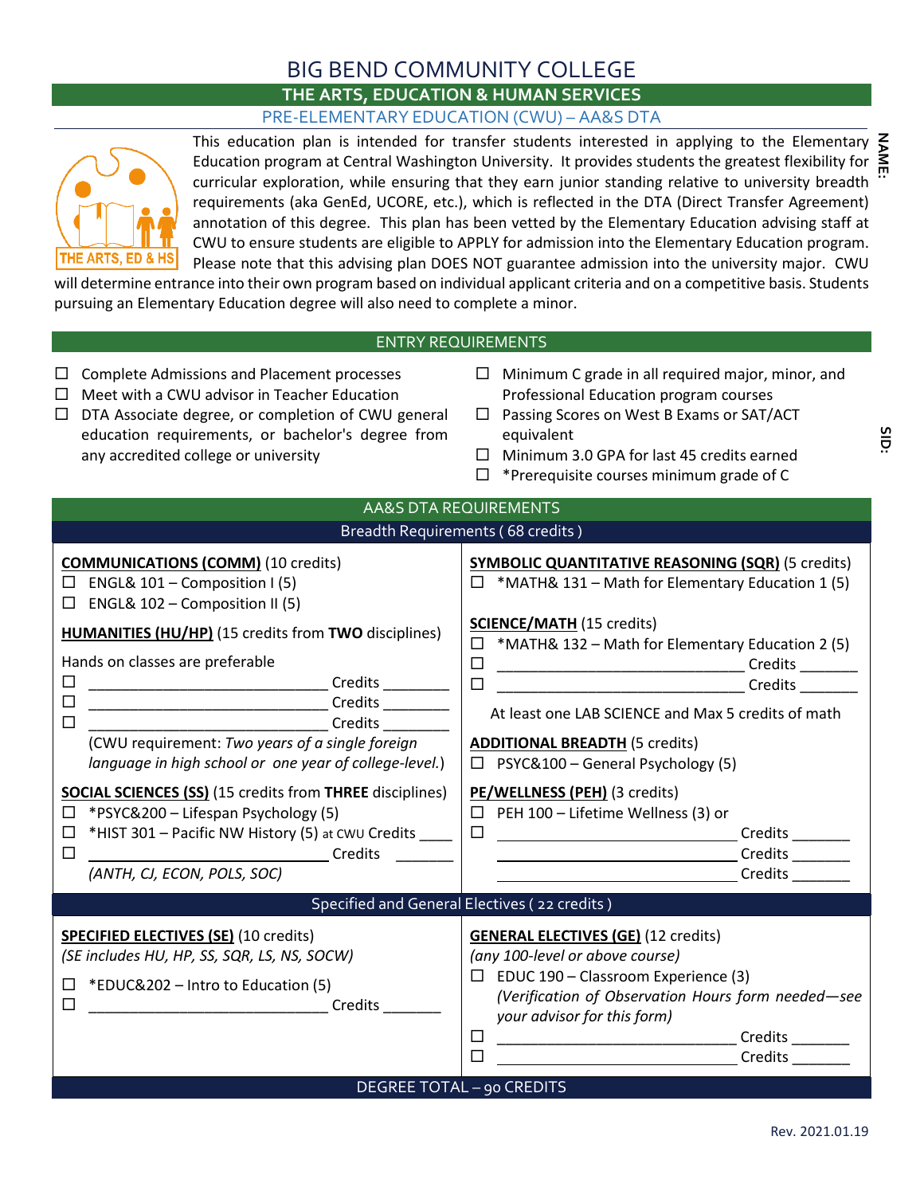# BIG BEND COMMUNITY COLLEGE

## THE ARTS, EDUCATION & HUMAN SERVICES

### PRE-ELEMENTARY EDUCATION (CWU) – AA&S DTA

NAME:

SID:

This education plan is intended for transfer students interested in applying to the Elementary Education program at Central Washington University. It provides students the greatest flexibility for curricular exploration, while ensuring that they earn junior standing relative to university breadth requirements (aka GenEd, UCORE, etc.), which is reflected in the DTA (Direct Transfer Agreement) annotation of this degree. This plan has been vetted by the Elementary Education advising staff at CWU to ensure students are eligible to APPLY for admission into the Elementary Education program. Please note that this advising plan DOES NOT guarantee admission into the university major. CWU will determine entrance into their own program based on individual applicant criteria and on a competitive basis. Students pursuing an Elementary Education degree will also need to complete a minor.

## ENTRY REQUIREMENTS

- ☐ Complete Admissions and Placement processes
- ☐ Meet with a CWU advisor in Teacher Education
- ☐ DTA Associate degree, or completion of CWU general education requirements, or bachelor's degree from any accredited college or university
- ☐ Minimum C grade in all required major, minor, and Professional Education program courses
- ☐ Passing Scores on West B Exams or SAT/ACT equivalent
- ☐ Minimum 3.0 GPA for last 45 credits earned
- ☐ *Prerequisite courses minimum grade of C

## AA&S DTA REQUIREMENTS

### Breadth Requirements ( 68 credits )

**COMMUNICATIONS (COMM)** (10 credits)
- ☐ ENGL& 101 – Composition I (5)
- ☐ ENGL& 102 – Composition II (5)

**HUMANITIES (HU/HP)** (15 credits from **TWO** disciplines)

Hands on classes are preferable
- ☐ ______________________________ Credits ________
- ☐ ______________________________ Credits ________
- ☐ ______________________________ Credits ________

(CWU requirement: *Two years of a single foreign language in high school or one year of college-level.*)

**SOCIAL SCIENCES (SS)** (15 credits from **THREE** disciplines)
- ☐ *PSYC&200 – Lifespan Psychology (5)
- ☐ *HIST 301 – Pacific NW History (5) at CWU Credits ____
- ☐ ______________________________ Credits _______

*(ANTH, CJ, ECON, POLS, SOC)*

**SYMBOLIC QUANTITATIVE REASONING (SQR)** (5 credits)
- ☐ *MATH& 131 – Math for Elementary Education 1 (5)

**SCIENCE/MATH** (15 credits)
- ☐ *MATH& 132 – Math for Elementary Education 2 (5)
- ☐ ______________________________ Credits _______
- ☐ ______________________________ Credits _______

At least one LAB SCIENCE and Max 5 credits of math

**ADDITIONAL BREADTH** (5 credits)
- ☐ PSYC&100 – General Psychology (5)

**PE/WELLNESS (PEH)** (3 credits)
- ☐ PEH 100 – Lifetime Wellness (3) or
- ☐ ______________________________ Credits _______
- ______________________________ Credits _______
- ______________________________ Credits _______

### Specified and General Electives ( 22 credits )

**SPECIFIED ELECTIVES (SE)** (10 credits)
*(SE includes HU, HP, SS, SQR, LS, NS, SOCW)*
- ☐ *EDUC&202 – Intro to Education (5)
- ☐ ______________________________ Credits _______

**GENERAL ELECTIVES (GE)** (12 credits)
*(any 100-level or above course)*
- ☐ EDUC 190 – Classroom Experience (3)
  *(Verification of Observation Hours form needed—see your advisor for this form)*
- ☐ ______________________________ Credits _______
- ☐ ______________________________ Credits _______

### DEGREE TOTAL – 90 CREDITS

Rev. 2021.01.19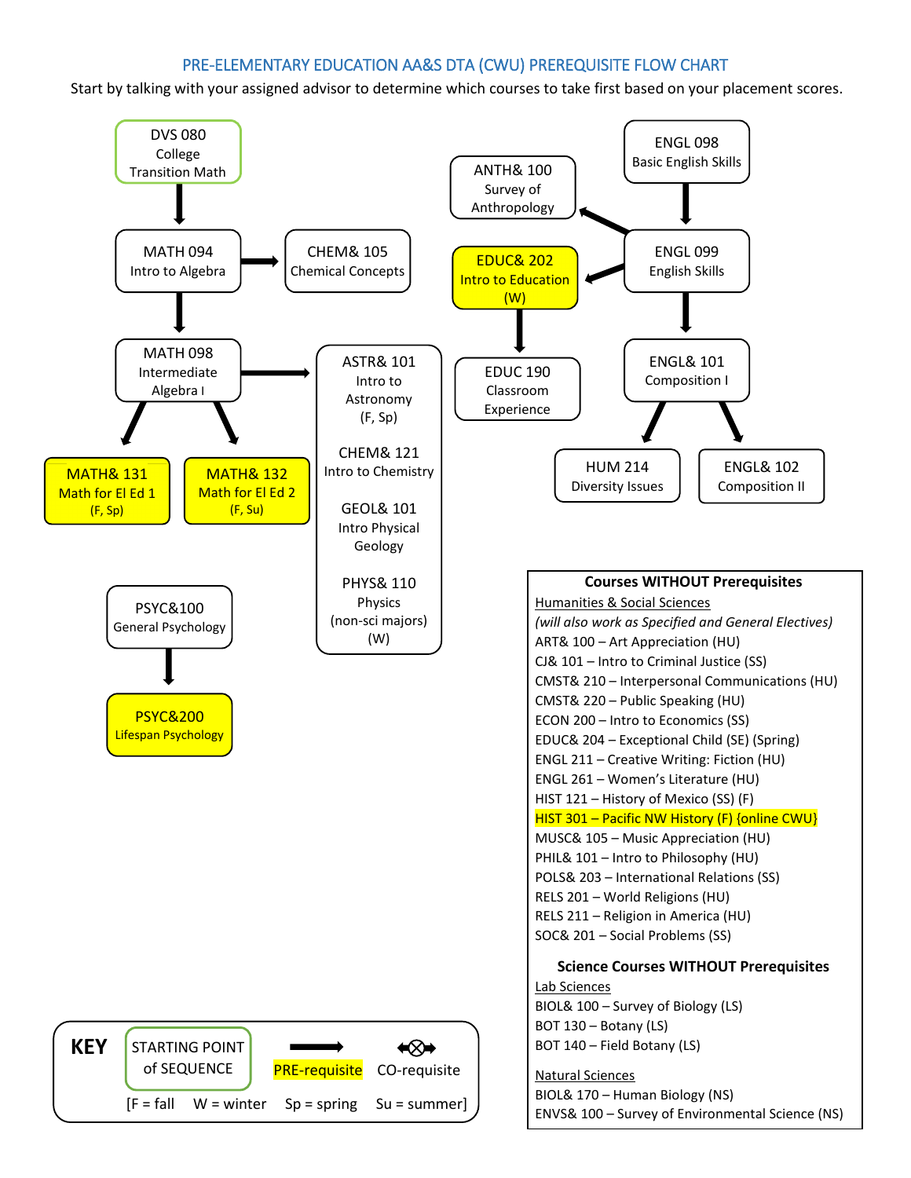# PRE-ELEMENTARY EDUCATION AA&S DTA (CWU) PREREQUISITE FLOW CHART

Start by talking with your assigned advisor to determine which courses to take first based on your placement scores.

**DVS 080** College Transition Math
→ **MATH 094** Intro to Algebra
→ **CHEM& 105** Chemical Concepts (from MATH 094)
→ **MATH 098** Intermediate Algebra I (from MATH 094)

From MATH 098:
- **MATH& 131** Math for El Ed 1 (F, Sp)
- **MATH& 132** Math for El Ed 2 (F, Su)
- **ASTR& 101** Intro to Astronomy (F, Sp)
- **CHEM& 121** Intro to Chemistry
- **GEOL& 101** Intro Physical Geology
- **PHYS& 110** Physics (non-sci majors) (W)

**PSYC&100** General Psychology
→ **PSYC&200** Lifespan Psychology

**ENGL 098** Basic English Skills
→ **ENGL 099** English Skills

From ENGL 099:
- **ANTH& 100** Survey of Anthropology
- **EDUC& 202** Intro to Education (W)
  → **EDUC 190** Classroom Experience
- **ENGL& 101** Composition I
  → **HUM 214** Diversity Issues
  → **ENGL& 102** Composition II

## Courses WITHOUT Prerequisites

Humanities & Social Sciences

*(will also work as Specified and General Electives)*

- ART& 100 – Art Appreciation (HU)
- CJ& 101 – Intro to Criminal Justice (SS)
- CMST& 210 – Interpersonal Communications (HU)
- CMST& 220 – Public Speaking (HU)
- ECON 200 – Intro to Economics (SS)
- EDUC& 204 – Exceptional Child (SE) (Spring)
- ENGL 211 – Creative Writing: Fiction (HU)
- ENGL 261 – Women's Literature (HU)
- HIST 121 – History of Mexico (SS) (F)
- HIST 301 – Pacific NW History (F) {online CWU}
- MUSC& 105 – Music Appreciation (HU)
- PHIL& 101 – Intro to Philosophy (HU)
- POLS& 203 – International Relations (SS)
- RELS 201 – World Religions (HU)
- RELS 211 – Religion in America (HU)
- SOC& 201 – Social Problems (SS)

## Science Courses WITHOUT Prerequisites

Lab Sciences

- BIOL& 100 – Survey of Biology (LS)
- BOT 130 – Botany (LS)
- BOT 140 – Field Botany (LS)

Natural Sciences

- BIOL& 170 – Human Biology (NS)
- ENVS& 100 – Survey of Environmental Science (NS)

**KEY**

STARTING POINT of SEQUENCE | PRE-requisite | CO-requisite

[F = fall W = winter Sp = spring Su = summer]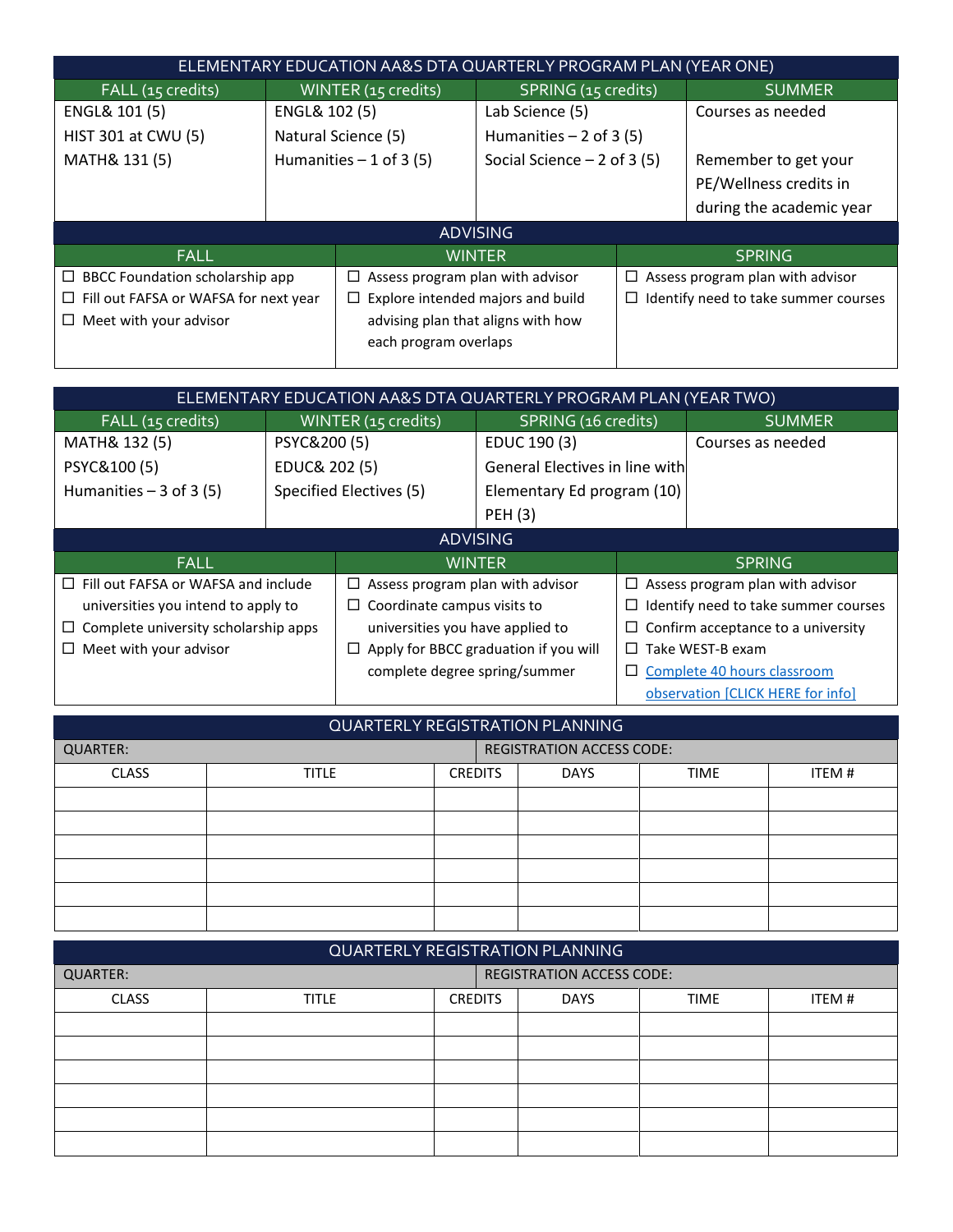| ELEMENTARY EDUCATION AA&S DTA QUARTERLY PROGRAM PLAN (YEAR ONE) | | | |
|---|---|---|---|
| FALL (15 credits) | WINTER (15 credits) | SPRING (15 credits) | SUMMER |
| ENGL& 101 (5)<br>HIST 301 at CWU (5)<br>MATH& 131 (5) | ENGL& 102 (5)<br>Natural Science (5)<br>Humanities – 1 of 3 (5) | Lab Science (5)<br>Humanities – 2 of 3 (5)<br>Social Science – 2 of 3 (5) | Courses as needed<br><br>Remember to get your PE/Wellness credits in during the academic year |

| ADVISING | | |
|---|---|---|
| FALL | WINTER | SPRING |
| ☐ BBCC Foundation scholarship app<br>☐ Fill out FAFSA or WAFSA for next year<br>☐ Meet with your advisor | ☐ Assess program plan with advisor<br>☐ Explore intended majors and build advising plan that aligns with how each program overlaps | ☐ Assess program plan with advisor<br>☐ Identify need to take summer courses |

| ELEMENTARY EDUCATION AA&S DTA QUARTERLY PROGRAM PLAN (YEAR TWO) | | | |
|---|---|---|---|
| FALL (15 credits) | WINTER (15 credits) | SPRING (16 credits) | SUMMER |
| MATH& 132 (5)<br>PSYC&100 (5)<br>Humanities – 3 of 3 (5) | PSYC&200 (5)<br>EDUC& 202 (5)<br>Specified Electives (5) | EDUC 190 (3)<br>General Electives in line with Elementary Ed program (10)<br>PEH (3) | Courses as needed |

| ADVISING | | |
|---|---|---|
| FALL | WINTER | SPRING |
| ☐ Fill out FAFSA or WAFSA and include universities you intend to apply to<br>☐ Complete university scholarship apps<br>☐ Meet with your advisor | ☐ Assess program plan with advisor<br>☐ Coordinate campus visits to universities you have applied to<br>☐ Apply for BBCC graduation if you will complete degree spring/summer | ☐ Assess program plan with advisor<br>☐ Identify need to take summer courses<br>☐ Confirm acceptance to a university<br>☐ Take WEST-B exam<br>☐ Complete 40 hours classroom observation [CLICK HERE for info] |

| QUARTERLY REGISTRATION PLANNING | | | | | |
|---|---|---|---|---|---|
| QUARTER: | | | REGISTRATION ACCESS CODE: | | |
| CLASS | TITLE | CREDITS | DAYS | TIME | ITEM # |
| | | | | | |
| | | | | | |
| | | | | | |
| | | | | | |
| | | | | | |
| | | | | | |

| QUARTERLY REGISTRATION PLANNING | | | | | |
|---|---|---|---|---|---|
| QUARTER: | | | REGISTRATION ACCESS CODE: | | |
| CLASS | TITLE | CREDITS | DAYS | TIME | ITEM # |
| | | | | | |
| | | | | | |
| | | | | | |
| | | | | | |
| | | | | | |
| | | | | | |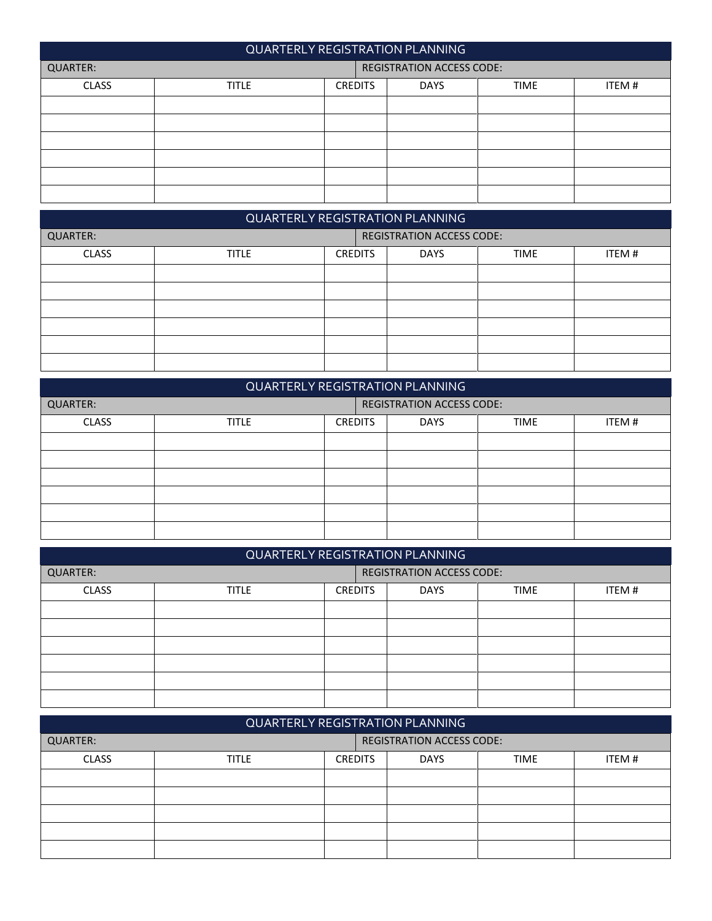| QUARTERLY REGISTRATION PLANNING | | | | | |
|---|---|---|---|---|---|
| QUARTER: | | | REGISTRATION ACCESS CODE: | | |
| CLASS | TITLE | CREDITS | DAYS | TIME | ITEM # |
| | | | | | |
| | | | | | |
| | | | | | |
| | | | | | |
| | | | | | |
| | | | | | |

| QUARTERLY REGISTRATION PLANNING | | | | | |
|---|---|---|---|---|---|
| QUARTER: | | | REGISTRATION ACCESS CODE: | | |
| CLASS | TITLE | CREDITS | DAYS | TIME | ITEM # |
| | | | | | |
| | | | | | |
| | | | | | |
| | | | | | |
| | | | | | |
| | | | | | |

| QUARTERLY REGISTRATION PLANNING | | | | | |
|---|---|---|---|---|---|
| QUARTER: | | | REGISTRATION ACCESS CODE: | | |
| CLASS | TITLE | CREDITS | DAYS | TIME | ITEM # |
| | | | | | |
| | | | | | |
| | | | | | |
| | | | | | |
| | | | | | |
| | | | | | |

| QUARTERLY REGISTRATION PLANNING | | | | | |
|---|---|---|---|---|---|
| QUARTER: | | | REGISTRATION ACCESS CODE: | | |
| CLASS | TITLE | CREDITS | DAYS | TIME | ITEM # |
| | | | | | |
| | | | | | |
| | | | | | |
| | | | | | |
| | | | | | |
| | | | | | |

| QUARTERLY REGISTRATION PLANNING | | | | | |
|---|---|---|---|---|---|
| QUARTER: | | | REGISTRATION ACCESS CODE: | | |
| CLASS | TITLE | CREDITS | DAYS | TIME | ITEM # |
| | | | | | |
| | | | | | |
| | | | | | |
| | | | | | |
| | | | | | |